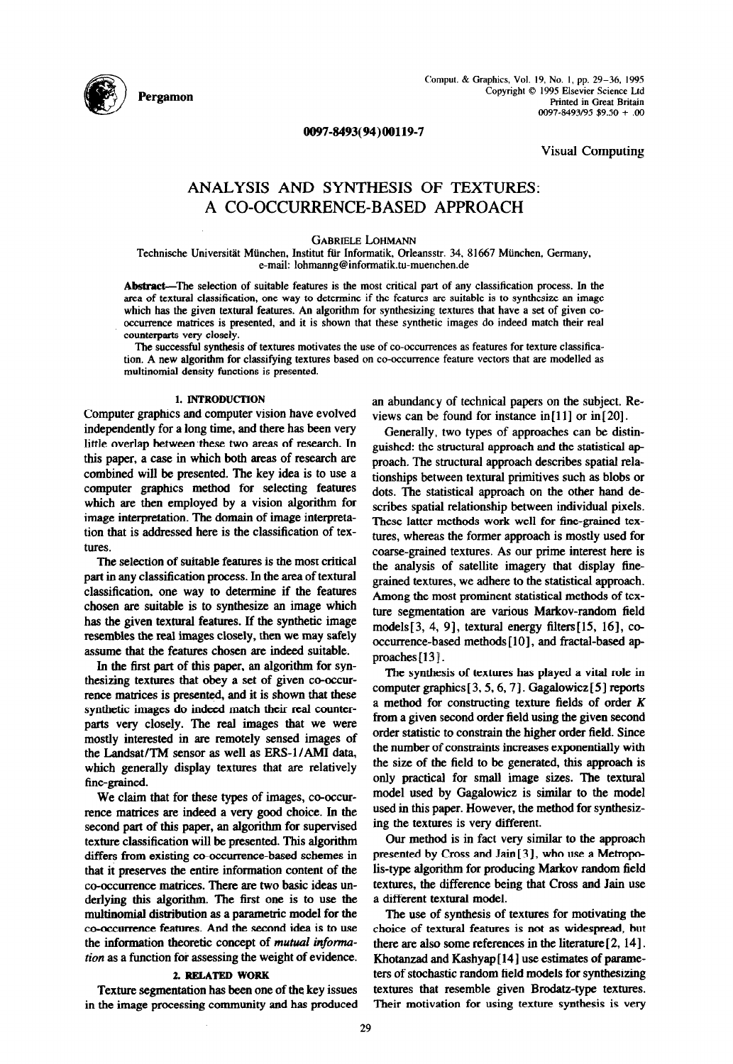0097-8493(94)00119-7

Visual Computing

# ANALYSIS AND SYNTHESIS OF TEXTURES: A CO-OCCURRENCE-BASED APPROACH

GABRIELE LOHMANN

Technische Universität München, Institut für Informatik, Orleansstr. 34, 81667 München, Germany, e-mail: lohmanng@informatik.tu-muenchen.de

**Abstract**—The selection of suitable features is the most critical part of any classification process. In the area of textural classification, one way to determine if the features are suitable is to synthesize an image which has the given textural features. An algorithm for synthesizing textures that have a set of given co-occurrence matrices is presented, and it is shown that these synthetic images do indeed match their real counterparts very closely.

The successful synthesis of textures motivates the use of co-occurrences as features for texture classification. A new algorithm for classifying textures based on co-occurrence feature vectors that are modelled as multinomial density functions is presented.

## 1. INTRODUCTION

Computer graphics and computer vision have evolved independently for a long time, and there has been very little overlap between these two areas of research. In this paper, a case in which both areas of research are combined will be presented. The key idea is to use a computer graphics method for selecting features which are then employed by a vision algorithm for image interpretation. The domain of image interpretation that is addressed here is the classification of textures.

The selection of suitable features is the most critical part in any classification process. In the area of textural classification, one way to determine if the features chosen are suitable is to synthesize an image which has the given textural features. If the synthetic image resembles the real images closely, then we may safely assume that the features chosen are indeed suitable.

In the first part of this paper, an algorithm for synthesizing textures that obey a set of given co-occurrence matrices is presented, and it is shown that these synthetic images do indeed match their real counterparts very closely. The real images that we were mostly interested in are remotely sensed images of the Landsat/TM sensor as well as ERS-1/AMI data, which generally display textures that are relatively fine-grained.

We claim that for these types of images, co-occurrence matrices are indeed a very good choice. In the second part of this paper, an algorithm for supervised texture classification will be presented. This algorithm differs from existing co-occurrence-based schemes in that it preserves the entire information content of the co-occurrence matrices. There are two basic ideas underlying this algorithm. The first one is to use the multinomial distribution as a parametric model for the co-occurrence features. And the second idea is to use the information theoretic concept of *mutual information* as a function for assessing the weight of evidence.

## 2. RELATED WORK

Texture segmentation has been one of the key issues in the image processing community and has produced an abundancy of technical papers on the subject. Reviews can be found for instance in[11] or in[20].

Generally, two types of approaches can be distinguished: the structural approach and the statistical approach. The structural approach describes spatial relationships between textural primitives such as blobs or dots. The statistical approach on the other hand describes spatial relationship between individual pixels. These latter methods work well for fine-grained textures, whereas the former approach is mostly used for coarse-grained textures. As our prime interest here is the analysis of satellite imagery that display fine-grained textures, we adhere to the statistical approach. Among the most prominent statistical methods of texture segmentation are various Markov-random field models[3, 4, 9], textural energy filters[15, 16], co-occurrence-based methods[10], and fractal-based approaches[13].

The synthesis of textures has played a vital role in computer graphics[3, 5, 6, 7]. Gagalowicz[5] reports a method for constructing texture fields of order $K$ from a given second order field using the given second order statistic to constrain the higher order field. Since the number of constraints increases exponentially with the size of the field to be generated, this approach is only practical for small image sizes. The textural model used by Gagalowicz is similar to the model used in this paper. However, the method for synthesizing the textures is very different.

Our method is in fact very similar to the approach presented by Cross and Jain[3], who use a Metropolis-type algorithm for producing Markov random field textures, the difference being that Cross and Jain use a different textural model.

The use of synthesis of textures for motivating the choice of textural features is not as widespread, but there are also some references in the literature[2, 14]. Khotanzad and Kashyap[14] use estimates of parameters of stochastic random field models for synthesizing textures that resemble given Brodatz-type textures. Their motivation for using texture synthesis is very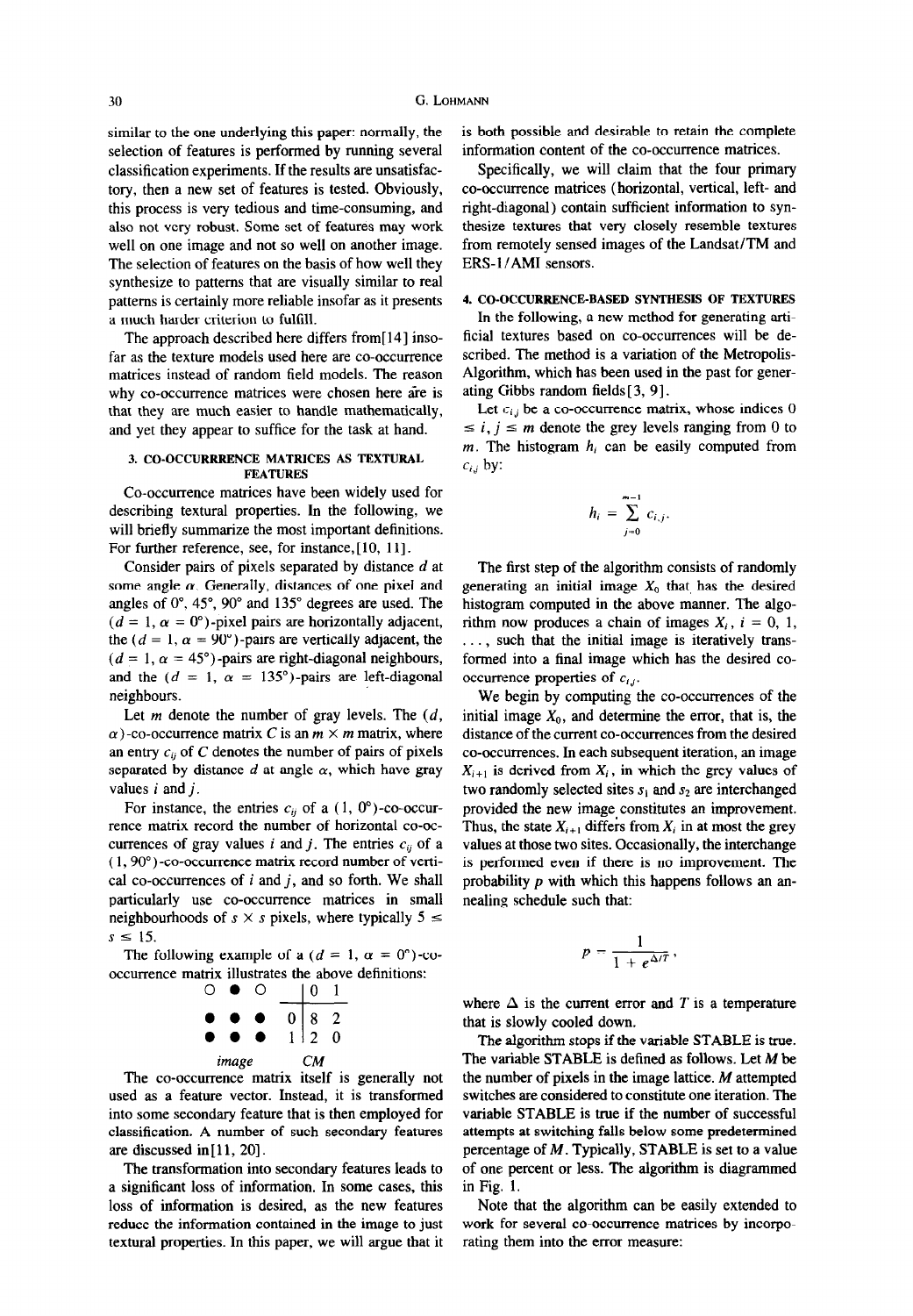similar to the one underlying this paper: normally, the selection of features is performed by running several classification experiments. If the results are unsatisfactory, then a new set of features is tested. Obviously, this process is very tedious and time-consuming, and also not very robust. Some set of features may work well on one image and not so well on another image. The selection of features on the basis of how well they synthesize to patterns that are visually similar to real patterns is certainly more reliable insofar as it presents a much harder criterion to fulfill.

The approach described here differs from[14] insofar as the texture models used here are co-occurrence matrices instead of random field models. The reason why co-occurrence matrices were chosen here are is that they are much easier to handle mathematically, and yet they appear to suffice for the task at hand.

## 3. CO-OCCURRRENCE MATRICES AS TEXTURAL FEATURES

Co-occurrence matrices have been widely used for describing textural properties. In the following, we will briefly summarize the most important definitions. For further reference, see, for instance,[10, 11].

Consider pairs of pixels separated by distance $d$ at some angle $\alpha$. Generally, distances of one pixel and angles of 0°, 45°, 90° and 135° degrees are used. The $(d = 1, \alpha = 0°)$-pixel pairs are horizontally adjacent, the $(d = 1, \alpha = 90°)$-pairs are vertically adjacent, the $(d = 1, \alpha = 45°)$-pairs are right-diagonal neighbours, and the $(d = 1, \alpha = 135°)$-pairs are left-diagonal neighbours.

Let $m$ denote the number of gray levels. The $(d, \alpha)$-co-occurrence matrix $C$ is an $m \times m$ matrix, where an entry $c_{ij}$ of $C$ denotes the number of pairs of pixels separated by distance $d$ at angle $\alpha$, which have gray values $i$ and $j$.

For instance, the entries $c_{ij}$ of a $(1, 0°)$-co-occurrence matrix record the number of horizontal co-occurrences of gray values $i$ and $j$. The entries $c_{ij}$ of a $(1, 90°)$-co-occurrence matrix record number of vertical co-occurrences of $i$ and $j$, and so forth. We shall particularly use co-occurrence matrices in small neighbourhoods of $s \times s$ pixels, where typically $5 \leq s \leq 15$.

The following example of a $(d = 1, \alpha = 0°)$-co-occurrence matrix illustrates the above definitions:

```
○ ● ○
● ● ●
● ● ●
image
```

| CM | 0 | 1 |
|---|---|---|
| 0 | 8 | 2 |
| 1 | 2 | 0 |

The co-occurrence matrix itself is generally not used as a feature vector. Instead, it is transformed into some secondary feature that is then employed for classification. A number of such secondary features are discussed in[11, 20].

The transformation into secondary features leads to a significant loss of information. In some cases, this loss of information is desired, as the new features reduce the information contained in the image to just textural properties. In this paper, we will argue that it is both possible and desirable to retain the complete information content of the co-occurrence matrices.

Specifically, we will claim that the four primary co-occurrence matrices (horizontal, vertical, left- and right-diagonal) contain sufficient information to synthesize textures that very closely resemble textures from remotely sensed images of the Landsat/TM and ERS-1/AMI sensors.

## 4. CO-OCCURRENCE-BASED SYNTHESIS OF TEXTURES

In the following, a new method for generating artificial textures based on co-occurrences will be described. The method is a variation of the Metropolis-Algorithm, which has been used in the past for generating Gibbs random fields[3, 9].

Let $c_{i,j}$ be a co-occurrence matrix, whose indices $0 \leq i, j \leq m$ denote the grey levels ranging from 0 to $m$. The histogram $h_i$ can be easily computed from $c_{i,j}$ by:

$$h_i = \sum_{j=0}^{m-1} c_{i,j}.$$

The first step of the algorithm consists of randomly generating an initial image $X_0$ that has the desired histogram computed in the above manner. The algorithm now produces a chain of images $X_i$, $i = 0, 1, \ldots$, such that the initial image is iteratively transformed into a final image which has the desired co-occurrence properties of $c_{i,j}$.

We begin by computing the co-occurrences of the initial image $X_0$, and determine the error, that is, the distance of the current co-occurrences from the desired co-occurrences. In each subsequent iteration, an image $X_{i+1}$ is derived from $X_i$, in which the grey values of two randomly selected sites $s_1$ and $s_2$ are interchanged provided the new image constitutes an improvement. Thus, the state $X_{i+1}$ differs from $X_i$ in at most the grey values at those two sites. Occasionally, the interchange is performed even if there is no improvement. The probability $p$ with which this happens follows an annealing schedule such that:

$$p = \frac{1}{1 + e^{\Delta/T}},$$

where $\Delta$ is the current error and $T$ is a temperature that is slowly cooled down.

The algorithm stops if the variable STABLE is true. The variable STABLE is defined as follows. Let $M$ be the number of pixels in the image lattice. $M$ attempted switches are considered to constitute one iteration. The variable STABLE is true if the number of successful attempts at switching falls below some predetermined percentage of $M$. Typically, STABLE is set to a value of one percent or less. The algorithm is diagrammed in Fig. 1.

Note that the algorithm can be easily extended to work for several co-occurrence matrices by incorporating them into the error measure: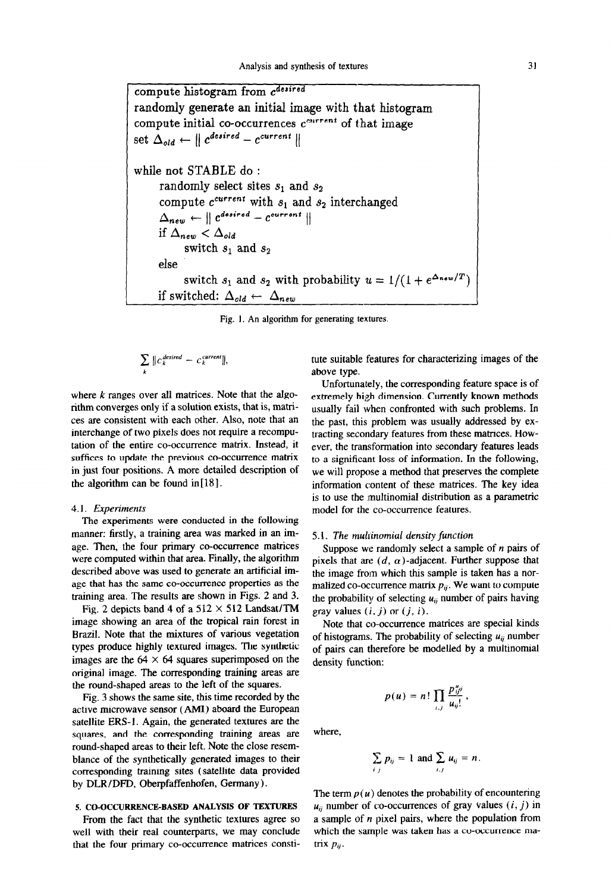```
compute histogram from c^desired
randomly generate an initial image with that histogram
compute initial co-occurrences c^current of that image
set Δ_old ← || c^desired − c^current ||

while not STABLE do :
    randomly select sites s1 and s2
    compute c^current with s1 and s2 interchanged
    Δ_new ← || c^desired − c^current ||
    if Δ_new < Δ_old
        switch s1 and s2
    else
        switch s1 and s2 with probability u = 1/(1 + e^(Δ_new/T))
    if switched: Δ_old ← Δ_new
```

Fig. 1. An algorithm for generating textures.

$$\sum_k \| c_k^{desired} - c_k^{current} \|,$$

where $k$ ranges over all matrices. Note that the algorithm converges only if a solution exists, that is, matrices are consistent with each other. Also, note that an interchange of two pixels does not require a recomputation of the entire co-occurrence matrix. Instead, it suffices to update the previous co-occurrence matrix in just four positions. A more detailed description of the algorithm can be found in[18].

### 4.1. *Experiments*

The experiments were conducted in the following manner: firstly, a training area was marked in an image. Then, the four primary co-occurrence matrices were computed within that area. Finally, the algorithm described above was used to generate an artificial image that has the same co-occurrence properties as the training area. The results are shown in Figs. 2 and 3.

Fig. 2 depicts band 4 of a 512 × 512 Landsat/TM image showing an area of the tropical rain forest in Brazil. Note that the mixtures of various vegetation types produce highly textured images. The synthetic images are the 64 × 64 squares superimposed on the original image. The corresponding training areas are the round-shaped areas to the left of the squares.

Fig. 3 shows the same site, this time recorded by the active microwave sensor (AMI) aboard the European satellite ERS-1. Again, the generated textures are the squares, and the corresponding training areas are round-shaped areas to their left. Note the close resemblance of the synthetically generated images to their corresponding training sites (satellite data provided by DLR/DFD, Oberpfaffenhofen, Germany).

## 5. CO-OCCURRENCE-BASED ANALYSIS OF TEXTURES

From the fact that the synthetic textures agree so well with their real counterparts, we may conclude that the four primary co-occurrence matrices constitute suitable features for characterizing images of the above type.

Unfortunately, the corresponding feature space is of extremely high dimension. Currently known methods usually fail when confronted with such problems. In the past, this problem was usually addressed by extracting secondary features from these matrices. However, the transformation into secondary features leads to a significant loss of information. In the following, we will propose a method that preserves the complete information content of these matrices. The key idea is to use the multinomial distribution as a parametric model for the co-occurrence features.

### 5.1. *The multinomial density function*

Suppose we randomly select a sample of $n$ pairs of pixels that are $(d, \alpha)$-adjacent. Further suppose that the image from which this sample is taken has a normalized co-occurrence matrix $p_{ij}$. We want to compute the probability of selecting $u_{ij}$ number of pairs having gray values $(i, j)$ or $(j, i)$.

Note that co-occurrence matrices are special kinds of histograms. The probability of selecting $u_{ij}$ number of pairs can therefore be modelled by a multinomial density function:

$$p(u) = n! \prod_{i,j} \frac{p_{ij}^{u_{ij}}}{u_{ij}!},$$

where,

$$\sum_{ij} p_{ij} = 1 \text{ and } \sum_{i,j} u_{ij} = n.$$

The term $p(u)$ denotes the probability of encountering $u_{ij}$ number of co-occurrences of gray values $(i, j)$ in a sample of $n$ pixel pairs, where the population from which the sample was taken has a co-occurrence matrix $p_{ij}$.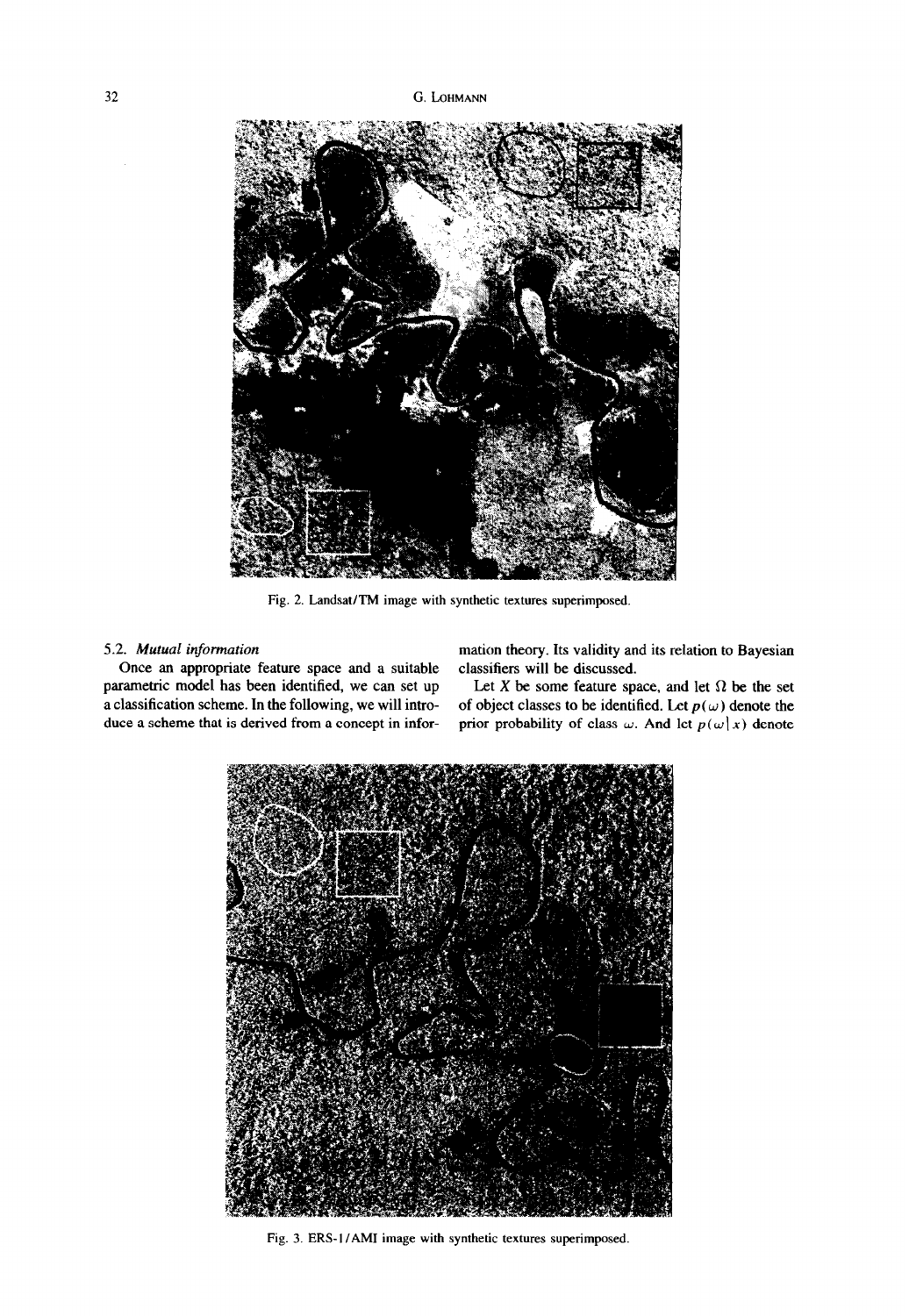Fig. 2. Landsat/TM image with synthetic textures superimposed.

### 5.2. *Mutual information*

Once an appropriate feature space and a suitable parametric model has been identified, we can set up a classification scheme. In the following, we will introduce a scheme that is derived from a concept in information theory. Its validity and its relation to Bayesian classifiers will be discussed.

Let $X$ be some feature space, and let $\Omega$ be the set of object classes to be identified. Let $p(\omega)$ denote the prior probability of class $\omega$. And let $p(\omega | x)$ denote

Fig. 3. ERS-1/AMI image with synthetic textures superimposed.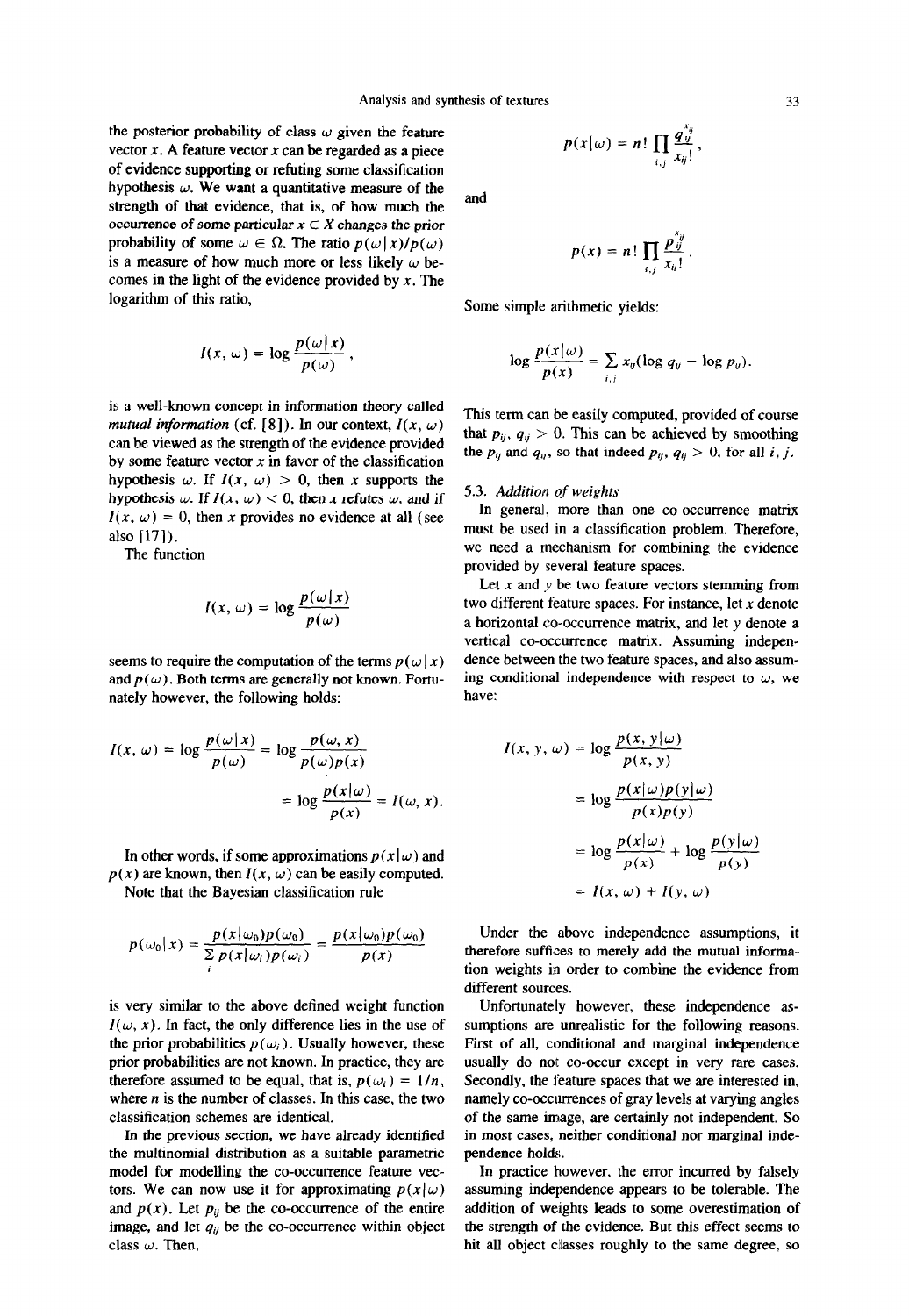the posterior probability of class $\omega$ given the feature vector $x$. A feature vector $x$ can be regarded as a piece of evidence supporting or refuting some classification hypothesis $\omega$. We want a quantitative measure of the strength of that evidence, that is, of how much the occurrence of some particular $x \in X$ changes the prior probability of some $\omega \in \Omega$. The ratio $p(\omega \mid x)/p(\omega)$ is a measure of how much more or less likely $\omega$ becomes in the light of the evidence provided by $x$. The logarithm of this ratio,

$$I(x, \omega) = \log \frac{p(\omega \mid x)}{p(\omega)},$$

is a well-known concept in information theory called *mutual information* (cf. [8]). In our context, $I(x, \omega)$ can be viewed as the strength of the evidence provided by some feature vector $x$ in favor of the classification hypothesis $\omega$. If $I(x, \omega) > 0$, then $x$ supports the hypothesis $\omega$. If $I(x, \omega) < 0$, then $x$ refutes $\omega$, and if $I(x, \omega) = 0$, then $x$ provides no evidence at all (see also [17]).

The function

$$I(x, \omega) = \log \frac{p(\omega \mid x)}{p(\omega)}$$

seems to require the computation of the terms $p(\omega \mid x)$ and $p(\omega)$. Both terms are generally not known. Fortunately however, the following holds:

$$I(x, \omega) = \log \frac{p(\omega \mid x)}{p(\omega)} = \log \frac{p(\omega, x)}{p(\omega)p(x)} = \log \frac{p(x \mid \omega)}{p(x)} = I(\omega, x).$$

In other words, if some approximations $p(x \mid \omega)$ and $p(x)$ are known, then $I(x, \omega)$ can be easily computed.

Note that the Bayesian classification rule

$$p(\omega_0 \mid x) = \frac{p(x \mid \omega_0)p(\omega_0)}{\sum_i p(x \mid \omega_i)p(\omega_i)} = \frac{p(x \mid \omega_0)p(\omega_0)}{p(x)}$$

is very similar to the above defined weight function $I(\omega, x)$. In fact, the only difference lies in the use of the prior probabilities $p(\omega_i)$. Usually however, these prior probabilities are not known. In practice, they are therefore assumed to be equal, that is, $p(\omega_i) = 1/n$, where $n$ is the number of classes. In this case, the two classification schemes are identical.

In the previous section, we have already identified the multinomial distribution as a suitable parametric model for modelling the co-occurrence feature vectors. We can now use it for approximating $p(x \mid \omega)$ and $p(x)$. Let $p_{ij}$ be the co-occurrence of the entire image, and let $q_{ij}$ be the co-occurrence within object class $\omega$. Then,

$$p(x \mid \omega) = n! \prod_{i,j} \frac{q_{ij}^{x_{ij}}}{x_{ij}!},$$

and

$$p(x) = n! \prod_{i,j} \frac{p_{ij}^{x_{ij}}}{x_{ij}!}.$$

Some simple arithmetic yields:

$$\log \frac{p(x \mid \omega)}{p(x)} = \sum_{i,j} x_{ij}(\log q_{ij} - \log p_{ij}).$$

This term can be easily computed, provided of course that $p_{ij}, q_{ij} > 0$. This can be achieved by smoothing the $p_{ij}$ and $q_{ij}$, so that indeed $p_{ij}, q_{ij} > 0$, for all $i, j$.

### 5.3. *Addition of weights*

In general, more than one co-occurrence matrix must be used in a classification problem. Therefore, we need a mechanism for combining the evidence provided by several feature spaces.

Let $x$ and $y$ be two feature vectors stemming from two different feature spaces. For instance, let $x$ denote a horizontal co-occurrence matrix, and let $y$ denote a vertical co-occurrence matrix. Assuming independence between the two feature spaces, and also assuming conditional independence with respect to $\omega$, we have:

$$\begin{aligned} I(x, y, \omega) &= \log \frac{p(x, y \mid \omega)}{p(x, y)} \\ &= \log \frac{p(x \mid \omega)p(y \mid \omega)}{p(x)p(y)} \\ &= \log \frac{p(x \mid \omega)}{p(x)} + \log \frac{p(y \mid \omega)}{p(y)} \\ &= I(x, \omega) + I(y, \omega) \end{aligned}$$

Under the above independence assumptions, it therefore suffices to merely add the mutual information weights in order to combine the evidence from different sources.

Unfortunately however, these independence assumptions are unrealistic for the following reasons. First of all, conditional and marginal independence usually do not co-occur except in very rare cases. Secondly, the feature spaces that we are interested in, namely co-occurrences of gray levels at varying angles of the same image, are certainly not independent. So in most cases, neither conditional nor marginal independence holds.

In practice however, the error incurred by falsely assuming independence appears to be tolerable. The addition of weights leads to some overestimation of the strength of the evidence. But this effect seems to hit all object classes roughly to the same degree, so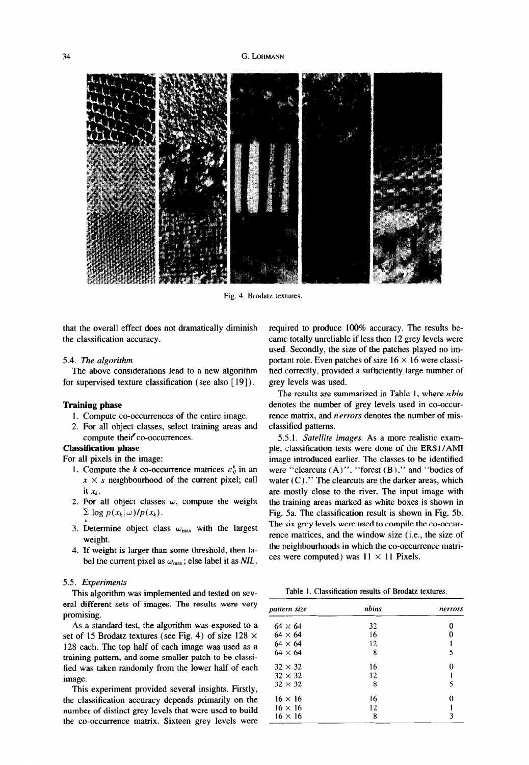Fig. 4. Brodatz textures.

that the overall effect does not dramatically diminish the classification accuracy.

### 5.4. *The algorithm*

The above considerations lead to a new algorithm for supervised texture classification (see also [19]).

**Training phase**

1. Compute co-occurrences of the entire image.
2. For all object classes, select training areas and compute their co-occurrences.

**Classification phase**

For all pixels in the image:

1. Compute the $k$ co-occurrence matrices $c^k_{ij}$ in an $x \times s$ neighbourhood of the current pixel; call it $x_k$.
2. For all object classes $\omega$, compute the weight $\sum_k \log p(x_k|\omega)/p(x_k)$.
3. Determine object class $\omega_{\max}$ with the largest weight.
4. If weight is larger than some threshold, then label the current pixel as $\omega_{\max}$; else label it as *NIL*.

### 5.5. *Experiments*

This algorithm was implemented and tested on several different sets of images. The results were very promising.

As a standard test, the algorithm was exposed to a set of 15 Brodatz textures (see Fig. 4) of size 128 × 128 each. The top half of each image was used as a training pattern, and some smaller patch to be classified was taken randomly from the lower half of each image.

This experiment provided several insights. Firstly, the classification accuracy depends primarily on the number of distinct grey levels that were used to build the co-occurrence matrix. Sixteen grey levels were required to produce 100% accuracy. The results became totally unreliable if less then 12 grey levels were used. Secondly, the size of the patches played no important role. Even patches of size 16 × 16 were classified correctly, provided a sufficiently large number of grey levels was used.

The results are summarized in Table 1, where *nbin* denotes the number of grey levels used in co-occurrence matrix, and *nerrors* denotes the number of misclassified patterns.

#### 5.5.1. *Satellite images.*

As a more realistic example, classification tests were done of the ERS1/AMI image introduced earlier. The classes to be identified were "clearcuts (A)", "forest (B)," and "bodies of water (C)." The clearcuts are the darker areas, which are mostly close to the river. The input image with the training areas marked as white boxes is shown in Fig. 5a. The classification result is shown in Fig. 5b. The six grey levels were used to compile the co-occurrence matrices, and the window size (i.e., the size of the neighbourhoods in which the co-occurrence matrices were computed) was 11 × 11 Pixels.

Table 1. Classification results of Brodatz textures.

| *pattern size* | *nbins* | *nerrors* |
|---|---|---|
| 64 × 64 | 32 | 0 |
| 64 × 64 | 16 | 0 |
| 64 × 64 | 12 | 1 |
| 64 × 64 | 8 | 5 |
| 32 × 32 | 16 | 0 |
| 32 × 32 | 12 | 1 |
| 32 × 32 | 8 | 5 |
| 16 × 16 | 16 | 0 |
| 16 × 16 | 12 | 1 |
| 16 × 16 | 8 | 3 |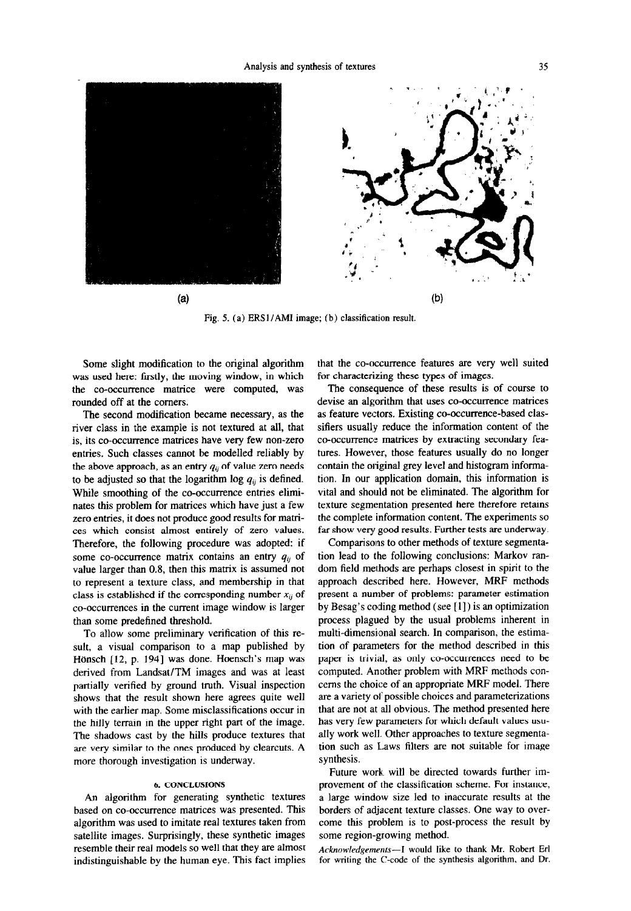(a)

(b)

Fig. 5. (a) ERS1/AMI image; (b) classification result.

Some slight modification to the original algorithm was used here: firstly, the moving window, in which the co-occurrence matrice were computed, was rounded off at the corners.

The second modification became necessary, as the river class in the example is not textured at all, that is, its co-occurrence matrices have very few non-zero entries. Such classes cannot be modelled reliably by the above approach, as an entry $q_{ij}$ of value zero needs to be adjusted so that the logarithm $\log q_{ij}$ is defined. While smoothing of the co-occurrence entries eliminates this problem for matrices which have just a few zero entries, it does not produce good results for matrices which consist almost entirely of zero values. Therefore, the following procedure was adopted: if some co-occurrence matrix contains an entry $q_{ij}$ of value larger than 0.8, then this matrix is assumed not to represent a texture class, and membership in that class is established if the corresponding number $x_{ij}$ of co-occurrences in the current image window is larger than some predefined threshold.

To allow some preliminary verification of this result, a visual comparison to a map published by Hönsch [12, p. 194] was done. Hoensch's map was derived from Landsat/TM images and was at least partially verified by ground truth. Visual inspection shows that the result shown here agrees quite well with the earlier map. Some misclassifications occur in the hilly terrain in the upper right part of the image. The shadows cast by the hills produce textures that are very similar to the ones produced by clearcuts. A more thorough investigation is underway.

## 6. CONCLUSIONS

An algorithm for generating synthetic textures based on co-occurrence matrices was presented. This algorithm was used to imitate real textures taken from satellite images. Surprisingly, these synthetic images resemble their real models so well that they are almost indistinguishable by the human eye. This fact implies that the co-occurrence features are very well suited for characterizing these types of images.

The consequence of these results is of course to devise an algorithm that uses co-occurrence matrices as feature vectors. Existing co-occurrence-based classifiers usually reduce the information content of the co-occurrence matrices by extracting secondary features. However, those features usually do no longer contain the original grey level and histogram information. In our application domain, this information is vital and should not be eliminated. The algorithm for texture segmentation presented here therefore retains the complete information content. The experiments so far show very good results. Further tests are underway.

Comparisons to other methods of texture segmentation lead to the following conclusions: Markov random field methods are perhaps closest in spirit to the approach described here. However, MRF methods present a number of problems: parameter estimation by Besag's coding method (see [1]) is an optimization process plagued by the usual problems inherent in multi-dimensional search. In comparison, the estimation of parameters for the method described in this paper is trivial, as only co-occurrences need to be computed. Another problem with MRF methods concerns the choice of an appropriate MRF model. There are a variety of possible choices and parameterizations that are not at all obvious. The method presented here has very few parameters for which default values usually work well. Other approaches to texture segmentation such as Laws filters are not suitable for image synthesis.

Future work will be directed towards further improvement of the classification scheme. For instance, a large window size led to inaccurate results at the borders of adjacent texture classes. One way to overcome this problem is to post-process the result by some region-growing method.

*Acknowledgements*—I would like to thank Mr. Robert Erl for writing the C-code of the synthesis algorithm, and Dr.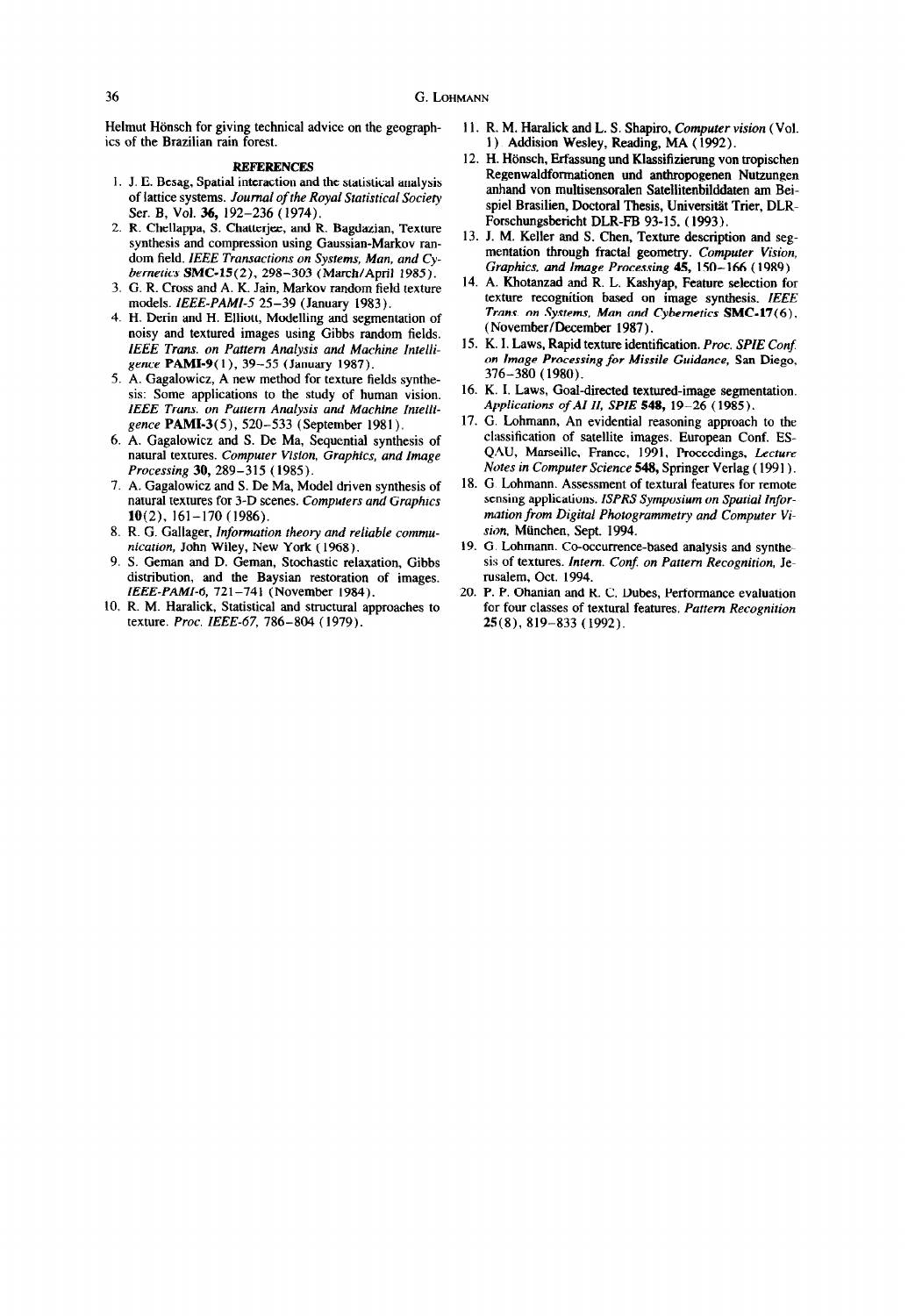Helmut Hönsch for giving technical advice on the geographics of the Brazilian rain forest.

## REFERENCES

1. J. E. Besag, Spatial interaction and the statistical analysis of lattice systems. *Journal of the Royal Statistical Society* Ser. B, Vol. **36**, 192–236 (1974).
2. R. Chellappa, S. Chatterjee, and R. Bagdazian, Texture synthesis and compression using Gaussian-Markov random field. *IEEE Transactions on Systems, Man, and Cybernetics* **SMC-15**(2), 298–303 (March/April 1985).
3. G. R. Cross and A. K. Jain, Markov random field texture models. *IEEE-PAMI-5* 25–39 (January 1983).
4. H. Derin and H. Elliott, Modelling and segmentation of noisy and textured images using Gibbs random fields. *IEEE Trans. on Pattern Analysis and Machine Intelligence* **PAMI-9**(1), 39–55 (January 1987).
5. A. Gagalowicz, A new method for texture fields synthesis: Some applications to the study of human vision. *IEEE Trans. on Pattern Analysis and Machine Intelligence* **PAMI-3**(5), 520–533 (September 1981).
6. A. Gagalowicz and S. De Ma, Sequential synthesis of natural textures. *Computer Vision, Graphics, and Image Processing* **30**, 289–315 (1985).
7. A. Gagalowicz and S. De Ma, Model driven synthesis of natural textures for 3-D scenes. *Computers and Graphics* **10**(2), 161–170 (1986).
8. R. G. Gallager, *Information theory and reliable communication*, John Wiley, New York (1968).
9. S. Geman and D. Geman, Stochastic relaxation, Gibbs distribution, and the Baysian restoration of images. *IEEE-PAMI-6*, 721–741 (November 1984).
10. R. M. Haralick, Statistical and structural approaches to texture. *Proc. IEEE-67*, 786–804 (1979).
11. R. M. Haralick and L. S. Shapiro, *Computer vision* (Vol. 1) Addision Wesley, Reading, MA (1992).
12. H. Hönsch, Erfassung und Klassifizierung von tropischen Regenwaldformationen und anthropogenen Nutzungen anhand von multisensoralen Satellitenbilddaten am Beispiel Brasilien, Doctoral Thesis, Universität Trier, DLR-Forschungsbericht DLR-FB 93-15. (1993).
13. J. M. Keller and S. Chen, Texture description and segmentation through fractal geometry. *Computer Vision, Graphics, and Image Processing* **45**, 150–166 (1989)
14. A. Khotanzad and R. L. Kashyap, Feature selection for texture recognition based on image synthesis. *IEEE Trans. on Systems, Man and Cybernetics* **SMC-17**(6), (November/December 1987).
15. K. I. Laws, Rapid texture identification. *Proc. SPIE Conf. on Image Processing for Missile Guidance*, San Diego, 376–380 (1980).
16. K. I. Laws, Goal-directed textured-image segmentation. *Applications of AI II, SPIE* **548**, 19–26 (1985).
17. G. Lohmann, An evidential reasoning approach to the classification of satellite images. European Conf. ESQAU, Marseille, France, 1991, Proceedings, *Lecture Notes in Computer Science* **548**, Springer Verlag (1991).
18. G. Lohmann. Assessment of textural features for remote sensing applications. *ISPRS Symposium on Spatial Information from Digital Photogrammetry and Computer Vision*, München, Sept. 1994.
19. G. Lohmann. Co-occurrence-based analysis and synthesis of textures. *Intern. Conf. on Pattern Recognition*, Jerusalem, Oct. 1994.
20. P. P. Ohanian and R. C. Dubes, Performance evaluation for four classes of textural features. *Pattern Recognition* **25**(8), 819–833 (1992).